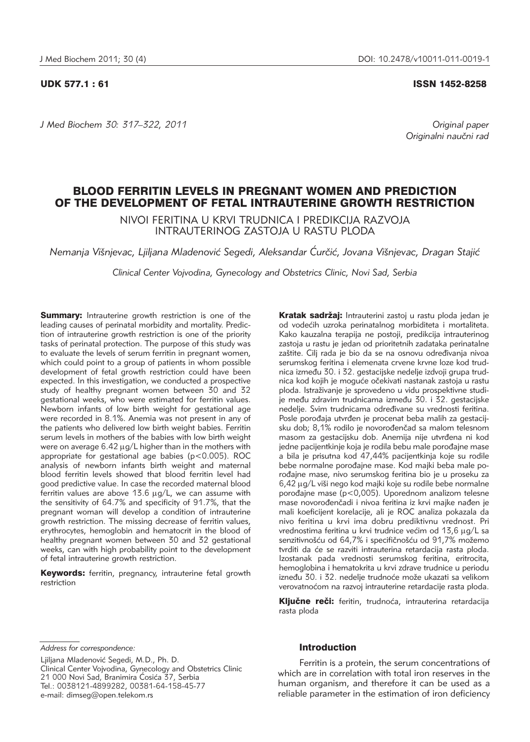UDK 577.1 : 61

ISSN 1452-8258

*Original paper*
*Originalni naučni rad*

# BLOOD FERRITIN LEVELS IN PREGNANT WOMEN AND PREDICTION OF THE DEVELOPMENT OF FETAL INTRAUTERINE GROWTH RESTRICTION

NIVOI FERITINA U KRVI TRUDNICA I PREDIKCIJA RAZVOJA INTRAUTERINOG ZASTOJA U RASTU PLODA

*Nemanja Višnjevac, Ljiljana Mladenović Segedi, Aleksandar Ćurčić, Jovana Višnjevac, Dragan Stajić*

*Clinical Center Vojvodina, Gynecology and Obstetrics Clinic, Novi Sad, Serbia*

**Summary:** Intrauterine growth restriction is one of the leading causes of perinatal morbidity and mortality. Prediction of intrauterine growth restriction is one of the priority tasks of perinatal protection. The purpose of this study was to evaluate the levels of serum ferritin in pregnant women, which could point to a group of patients in whom possible development of fetal growth restriction could have been expected. In this investigation, we conducted a prospective study of healthy pregnant women between 30 and 32 gestational weeks, who were estimated for ferritin values. Newborn infants of low birth weight for gestational age were recorded in 8.1%. Anemia was not present in any of the patients who delivered low birth weight babies. Ferritin serum levels in mothers of the babies with low birth weight were on average 6.42 μg/L higher than in the mothers with appropriate for gestational age babies ($p<0.005$). ROC analysis of newborn infants birth weight and maternal blood ferritin levels showed that blood ferritin level had good predictive value. In case the recorded maternal blood ferritin values are above 13.6 μg/L, we can assume with the sensitivity of 64.7% and specificity of 91.7%, that the pregnant woman will develop a condition of intrauterine growth restriction. The missing decrease of ferritin values, erythrocytes, hemoglobin and hematocrit in the blood of healthy pregnant women between 30 and 32 gestational weeks, can with high probability point to the development of fetal intrauterine growth restriction.

**Keywords:** ferritin, pregnancy, intrauterine fetal growth restriction

**Kratak sadržaj:** Intrauterini zastoj u rastu ploda jedan je od vodećih uzroka perinatalnog morbiditeta i mortaliteta. Kako kauzalna terapija ne postoji, predikcija intrauterinog zastoja u rastu je jedan od prioritetnih zadataka perinatalne zaštite. Cilj rada je bio da se na osnovu određivanja nivoa serumskog feritina i elemenata crvene krvne loze kod trudnica između 30. i 32. gestacijske nedelje izdvoji grupa trudnica kod kojih je moguće očekivati nastanak zastoja u rastu ploda. Istraživanje je sprovedeno u vidu prospektivne studije među zdravim trudnicama između 30. i 32. gestacijske nedelje. Svim trudnicama određivane su vrednosti feritina. Posle porođaja utvrđen je procenat beba malih za gestacijsku dob; 8,1% rodilo je novorođenčad sa malom telesnom masom za gestacijsku dob. Anemija nije utvrđena ni kod jedne pacijentkinje koja je rodila bebu male porođajne mase a bila je prisutna kod 47,44% pacijentkinja koje su rodile bebe normalne porođajne mase. Kod majki beba male porođajne mase, nivo serumskog feritina bio je u proseku za 6,42 μg/L viši nego kod majki koje su rodile bebe normalne porođajne mase ($p<0{,}005$). Uporednom analizom telesne mase novorođenčadi i nivoa feritina iz krvi majke nađen je mali koeficijent korelacije, ali je ROC analiza pokazala da nivo feritina u krvi ima dobru prediktivnu vrednost. Pri vrednostima feritina u krvi trudnice većim od 13,6 μg/L sa senzitivnošću od 64,7% i specifičnošću od 91,7% možemo tvrditi da će se razviti intrauterina retardacija rasta ploda. Izostanak pada vrednosti serumskog feritina, eritrocita, hemoglobina i hematokrita u krvi zdrave trudnice u periodu između 30. i 32. nedelje trudnoće može ukazati sa velikom verovatnoćom na razvoj intrauterine retardacije rasta ploda.

**Ključne reči:** feritin, trudnoća, intrauterina retardacija rasta ploda

*Address for correspondence:*

Ljiljana Mladenović Segedi, M.D., Ph. D.
Clinical Center Vojvodina, Gynecology and Obstetrics Clinic
21 000 Novi Sad, Branimira Ćosića 37, Serbia
Tel.: 0038121-4899282, 00381-64-158-45-77
e-mail: dimseg@open.telekom.rs

## Introduction

Ferritin is a protein, the serum concentrations of which are in correlation with total iron reserves in the human organism, and therefore it can be used as a reliable parameter in the estimation of iron deficiency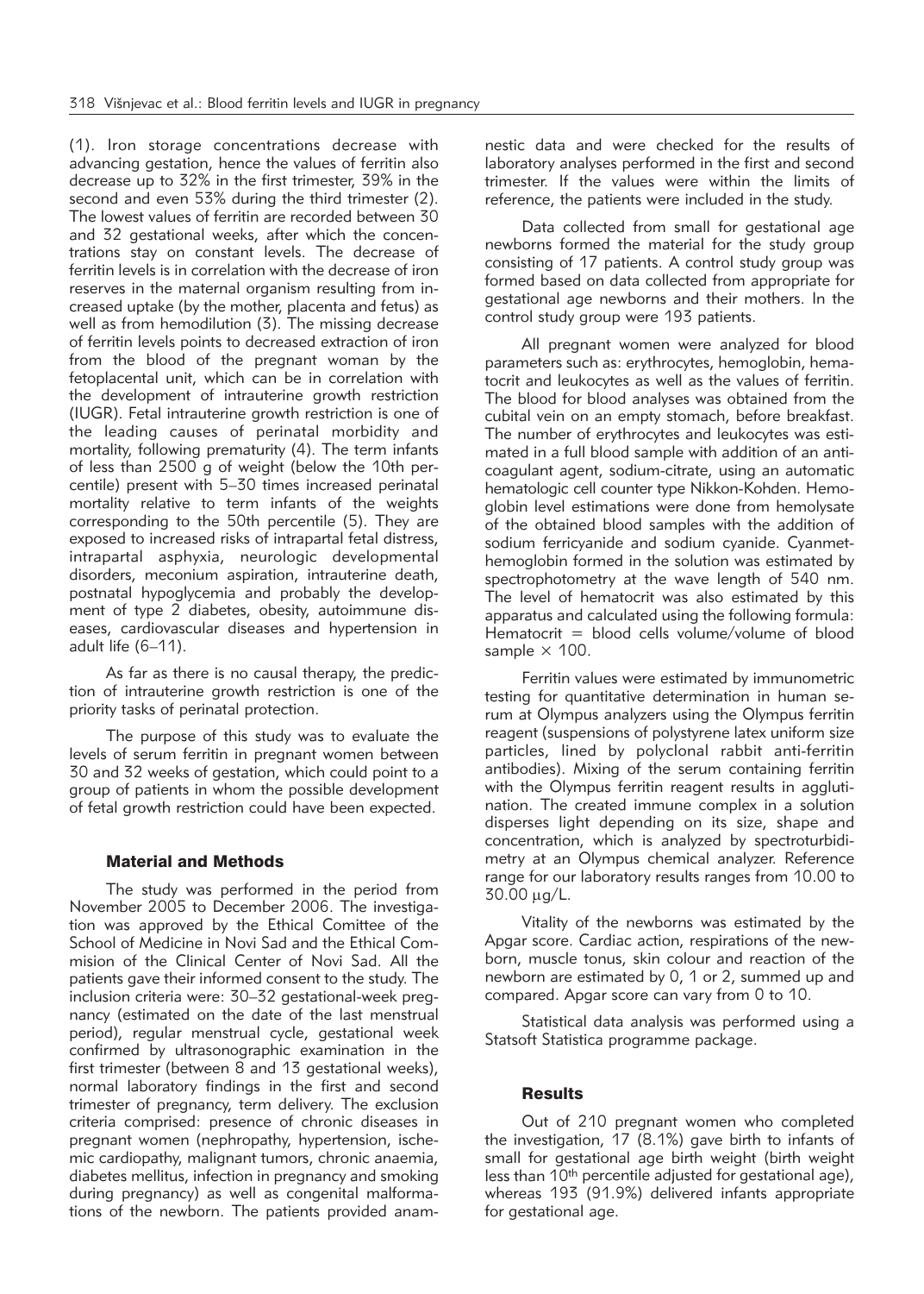(1). Iron storage concentrations decrease with advancing gestation, hence the values of ferritin also decrease up to 32% in the first trimester, 39% in the second and even 53% during the third trimester (2). The lowest values of ferritin are recorded between 30 and 32 gestational weeks, after which the concentrations stay on constant levels. The decrease of ferritin levels is in correlation with the decrease of iron reserves in the maternal organism resulting from increased uptake (by the mother, placenta and fetus) as well as from hemodilution (3). The missing decrease of ferritin levels points to decreased extraction of iron from the blood of the pregnant woman by the fetoplacental unit, which can be in correlation with the development of intrauterine growth restriction (IUGR). Fetal intrauterine growth restriction is one of the leading causes of perinatal morbidity and mortality, following prematurity (4). The term infants of less than 2500 g of weight (below the 10th percentile) present with 5–30 times increased perinatal mortality relative to term infants of the weights corresponding to the 50th percentile (5). They are exposed to increased risks of intrapartal fetal distress, intrapartal asphyxia, neurologic developmental disorders, meconium aspiration, intrauterine death, postnatal hypoglycemia and probably the development of type 2 diabetes, obesity, autoimmune diseases, cardiovascular diseases and hypertension in adult life (6–11).

As far as there is no causal therapy, the prediction of intrauterine growth restriction is one of the priority tasks of perinatal protection.

The purpose of this study was to evaluate the levels of serum ferritin in pregnant women between 30 and 32 weeks of gestation, which could point to a group of patients in whom the possible development of fetal growth restriction could have been expected.

## Material and Methods

The study was performed in the period from November 2005 to December 2006. The investigation was approved by the Ethical Comittee of the School of Medicine in Novi Sad and the Ethical Commision of the Clinical Center of Novi Sad. All the patients gave their informed consent to the study. The inclusion criteria were: 30–32 gestational-week pregnancy (estimated on the date of the last menstrual period), regular menstrual cycle, gestational week confirmed by ultrasonographic examination in the first trimester (between 8 and 13 gestational weeks), normal laboratory findings in the first and second trimester of pregnancy, term delivery. The exclusion criteria comprised: presence of chronic diseases in pregnant women (nephropathy, hypertension, ischemic cardiopathy, malignant tumors, chronic anaemia, diabetes mellitus, infection in pregnancy and smoking during pregnancy) as well as congenital malformations of the newborn. The patients provided anamnestic data and were checked for the results of laboratory analyses performed in the first and second trimester. If the values were within the limits of reference, the patients were included in the study.

Data collected from small for gestational age newborns formed the material for the study group consisting of 17 patients. A control study group was formed based on data collected from appropriate for gestational age newborns and their mothers. In the control study group were 193 patients.

All pregnant women were analyzed for blood parameters such as: erythrocytes, hemoglobin, hematocrit and leukocytes as well as the values of ferritin. The blood for blood analyses was obtained from the cubital vein on an empty stomach, before breakfast. The number of erythrocytes and leukocytes was estimated in a full blood sample with addition of an anticoagulant agent, sodium-citrate, using an automatic hematologic cell counter type Nikkon-Kohden. Hemoglobin level estimations were done from hemolysate of the obtained blood samples with the addition of sodium ferricyanide and sodium cyanide. Cyanmethemoglobin formed in the solution was estimated by spectrophotometry at the wave length of 540 nm. The level of hematocrit was also estimated by this apparatus and calculated using the following formula: Hematocrit = blood cells volume/volume of blood sample × 100.

Ferritin values were estimated by immunometric testing for quantitative determination in human serum at Olympus analyzers using the Olympus ferritin reagent (suspensions of polystyrene latex uniform size particles, lined by polyclonal rabbit anti-ferritin antibodies). Mixing of the serum containing ferritin with the Olympus ferritin reagent results in agglutination. The created immune complex in a solution disperses light depending on its size, shape and concentration, which is analyzed by spectroturbidimetry at an Olympus chemical analyzer. Reference range for our laboratory results ranges from 10.00 to 30.00 μg/L.

Vitality of the newborns was estimated by the Apgar score. Cardiac action, respirations of the newborn, muscle tonus, skin colour and reaction of the newborn are estimated by 0, 1 or 2, summed up and compared. Apgar score can vary from 0 to 10.

Statistical data analysis was performed using a Statsoft Statistica programme package.

## Results

Out of 210 pregnant women who completed the investigation, 17 (8.1%) gave birth to infants of small for gestational age birth weight (birth weight less than $10^{th}$ percentile adjusted for gestational age), whereas 193 (91.9%) delivered infants appropriate for gestational age.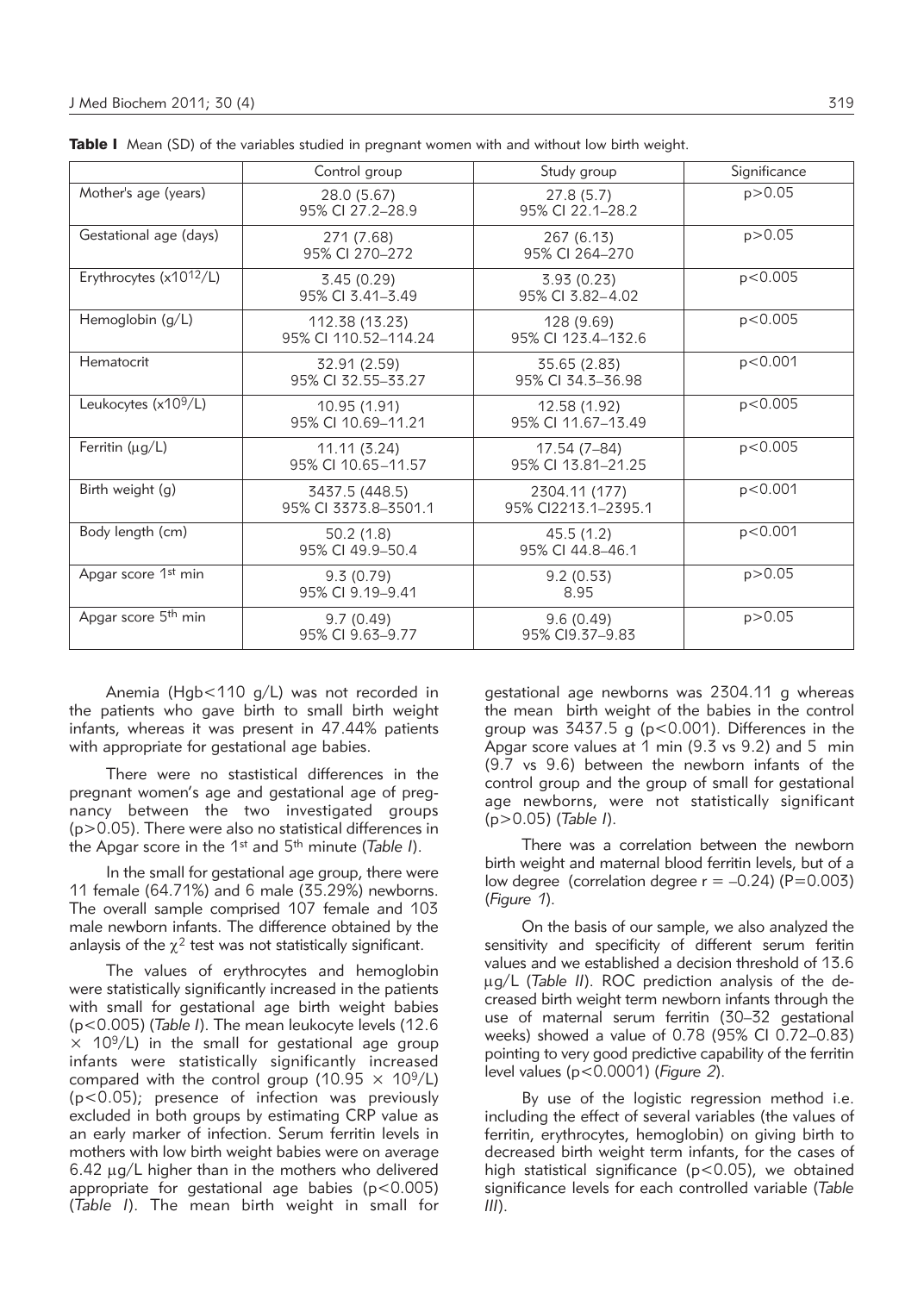**Table I** Mean (SD) of the variables studied in pregnant women with and without low birth weight.

| | Control group | Study group | Significance |
|---|---|---|---|
| Mother's age (years) | 28.0 (5.67)<br>95% CI 27.2–28.9 | 27.8 (5.7)<br>95% CI 22.1–28.2 | p>0.05 |
| Gestational age (days) | 271 (7.68)<br>95% CI 270–272 | 267 (6.13)<br>95% CI 264–270 | p>0.05 |
| Erythrocytes ($x10^{12}$/L) | 3.45 (0.29)<br>95% CI 3.41–3.49 | 3.93 (0.23)<br>95% CI 3.82–4.02 | p<0.005 |
| Hemoglobin (g/L) | 112.38 (13.23)<br>95% CI 110.52–114.24 | 128 (9.69)<br>95% CI 123.4–132.6 | p<0.005 |
| Hematocrit | 32.91 (2.59)<br>95% CI 32.55–33.27 | 35.65 (2.83)<br>95% CI 34.3–36.98 | p<0.001 |
| Leukocytes ($x10^{9}$/L) | 10.95 (1.91)<br>95% CI 10.69–11.21 | 12.58 (1.92)<br>95% CI 11.67–13.49 | p<0.005 |
| Ferritin (μg/L) | 11.11 (3.24)<br>95% CI 10.65–11.57 | 17.54 (7–84)<br>95% CI 13.81–21.25 | p<0.005 |
| Birth weight (g) | 3437.5 (448.5)<br>95% CI 3373.8–3501.1 | 2304.11 (177)<br>95% CI2213.1–2395.1 | p<0.001 |
| Body length (cm) | 50.2 (1.8)<br>95% CI 49.9–50.4 | 45.5 (1.2)<br>95% CI 44.8–46.1 | p<0.001 |
| Apgar score 1st min | 9.3 (0.79)<br>95% CI 9.19–9.41 | 9.2 (0.53)<br>8.95 | p>0.05 |
| Apgar score 5th min | 9.7 (0.49)<br>95% CI 9.63–9.77 | 9.6 (0.49)<br>95% CI9.37–9.83 | p>0.05 |

Anemia (Hgb<110 g/L) was not recorded in the patients who gave birth to small birth weight infants, whereas it was present in 47.44% patients with appropriate for gestational age babies.

There were no stastistical differences in the pregnant women's age and gestational age of pregnancy between the two investigated groups (p>0.05). There were also no statistical differences in the Apgar score in the 1st and 5th minute (*Table I*).

In the small for gestational age group, there were 11 female (64.71%) and 6 male (35.29%) newborns. The overall sample comprised 107 female and 103 male newborn infants. The difference obtained by the anlaysis of the $\chi^2$ test was not statistically significant.

The values of erythrocytes and hemoglobin were statistically significantly increased in the patients with small for gestational age birth weight babies (p<0.005) (*Table I*). The mean leukocyte levels (12.6 $\times$ $10^9$/L) in the small for gestational age group infants were statistically significantly increased compared with the control group (10.95 $\times$ $10^9$/L) (p<0.05); presence of infection was previously excluded in both groups by estimating CRP value as an early marker of infection. Serum ferritin levels in mothers with low birth weight babies were on average 6.42 μg/L higher than in the mothers who delivered appropriate for gestational age babies (p<0.005) (*Table I*). The mean birth weight in small for gestational age newborns was 2304.11 g whereas the mean birth weight of the babies in the control group was 3437.5 g (p<0.001). Differences in the Apgar score values at 1 min (9.3 vs 9.2) and 5 min (9.7 vs 9.6) between the newborn infants of the control group and the group of small for gestational age newborns, were not statistically significant (p>0.05) (*Table I*).

There was a correlation between the newborn birth weight and maternal blood ferritin levels, but of a low degree (correlation degree r = –0.24) (P=0.003) (*Figure 1*).

On the basis of our sample, we also analyzed the sensitivity and specificity of different serum feritin values and we established a decision threshold of 13.6 μg/L (*Table II*). ROC prediction analysis of the decreased birth weight term newborn infants through the use of maternal serum ferritin (30–32 gestational weeks) showed a value of 0.78 (95% CI 0.72–0.83) pointing to very good predictive capability of the ferritin level values (p<0.0001) (*Figure 2*).

By use of the logistic regression method i.e. including the effect of several variables (the values of ferritin, erythrocytes, hemoglobin) on giving birth to decreased birth weight term infants, for the cases of high statistical significance (p<0.05), we obtained significance levels for each controlled variable (*Table III*).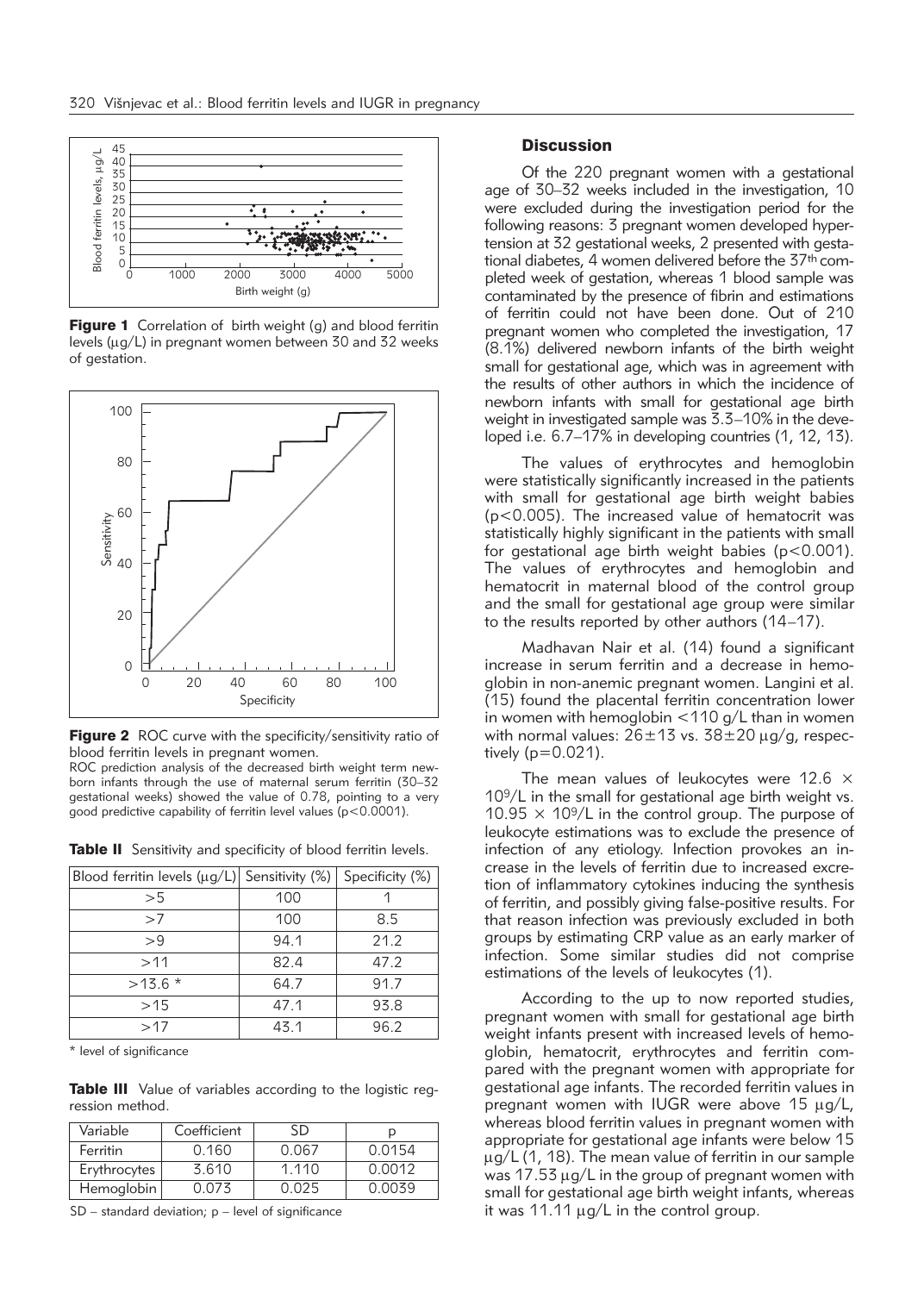**Figure 1** Correlation of birth weight (g) and blood ferritin levels (μg/L) in pregnant women between 30 and 32 weeks of gestation.

**Figure 2** ROC curve with the specificity/sensitivity ratio of blood ferritin levels in pregnant women.

ROC prediction analysis of the decreased birth weight term newborn infants through the use of maternal serum ferritin (30–32 gestational weeks) showed the value of 0.78, pointing to a very good predictive capability of ferritin level values ($p<0.0001$).

**Table II** Sensitivity and specificity of blood ferritin levels.

| Blood ferritin levels (μg/L) | Sensitivity (%) | Specificity (%) |
|---|---|---|
| >5 | 100 | 1 |
| >7 | 100 | 8.5 |
| >9 | 94.1 | 21.2 |
| >11 | 82.4 | 47.2 |
| >13.6 * | 64.7 | 91.7 |
| >15 | 47.1 | 93.8 |
| >17 | 43.1 | 96.2 |

* level of significance

**Table III** Value of variables according to the logistic regression method.

| Variable | Coefficient | SD | p |
|---|---|---|---|
| Ferritin | 0.160 | 0.067 | 0.0154 |
| Erythrocytes | 3.610 | 1.110 | 0.0012 |
| Hemoglobin | 0.073 | 0.025 | 0.0039 |

SD – standard deviation; p – level of significance

## Discussion

Of the 220 pregnant women with a gestational age of 30–32 weeks included in the investigation, 10 were excluded during the investigation period for the following reasons: 3 pregnant women developed hypertension at 32 gestational weeks, 2 presented with gestational diabetes, 4 women delivered before the 37th completed week of gestation, whereas 1 blood sample was contaminated by the presence of fibrin and estimations of ferritin could not have been done. Out of 210 pregnant women who completed the investigation, 17 (8.1%) delivered newborn infants of the birth weight small for gestational age, which was in agreement with the results of other authors in which the incidence of newborn infants with small for gestational age birth weight in investigated sample was 3.3–10% in the developed i.e. 6.7–17% in developing countries (1, 12, 13).

The values of erythrocytes and hemoglobin were statistically significantly increased in the patients with small for gestational age birth weight babies ($p<0.005$). The increased value of hematocrit was statistically highly significant in the patients with small for gestational age birth weight babies ($p<0.001$). The values of erythrocytes and hemoglobin and hematocrit in maternal blood of the control group and the small for gestational age group were similar to the results reported by other authors (14–17).

Madhavan Nair et al. (14) found a significant increase in serum ferritin and a decrease in hemoglobin in non-anemic pregnant women. Langini et al. (15) found the placental ferritin concentration lower in women with hemoglobin <110 g/L than in women with normal values: $26\pm13$ vs. $38\pm20$ μg/g, respectively ($p=0.021$).

The mean values of leukocytes were $12.6 \times 10^9$/L in the small for gestational age birth weight vs. $10.95 \times 10^9$/L in the control group. The purpose of leukocyte estimations was to exclude the presence of infection of any etiology. Infection provokes an increase in the levels of ferritin due to increased excretion of inflammatory cytokines inducing the synthesis of ferritin, and possibly giving false-positive results. For that reason infection was previously excluded in both groups by estimating CRP value as an early marker of infection. Some similar studies did not comprise estimations of the levels of leukocytes (1).

According to the up to now reported studies, pregnant women with small for gestational age birth weight infants present with increased levels of hemoglobin, hematocrit, erythrocytes and ferritin compared with the pregnant women with appropriate for gestational age infants. The recorded ferritin values in pregnant women with IUGR were above 15 μg/L, whereas blood ferritin values in pregnant women with appropriate for gestational age infants were below 15 μg/L (1, 18). The mean value of ferritin in our sample was 17.53 μg/L in the group of pregnant women with small for gestational age birth weight infants, whereas it was 11.11 μg/L in the control group.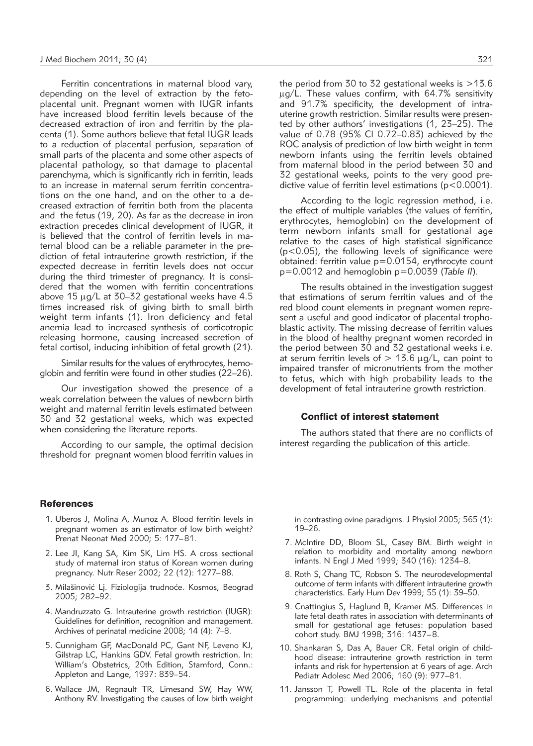Ferritin concentrations in maternal blood vary, depending on the level of extraction by the feto-placental unit. Pregnant women with IUGR infants have increased blood ferritin levels because of the decreased extraction of iron and ferritin by the placenta (1). Some authors believe that fetal IUGR leads to a reduction of placental perfusion, separation of small parts of the placenta and some other aspects of placental pathology, so that damage to placental parenchyma, which is significantly rich in ferritin, leads to an increase in maternal serum ferritin concentrations on the one hand, and on the other to a decreased extraction of ferritin both from the placenta and the fetus (19, 20). As far as the decrease in iron extraction precedes clinical development of IUGR, it is believed that the control of ferritin levels in maternal blood can be a reliable parameter in the prediction of fetal intrauterine growth restriction, if the expected decrease in ferritin levels does not occur during the third trimester of pregnancy. It is considered that the women with ferritin concentrations above 15 μg/L at 30–32 gestational weeks have 4.5 times increased risk of giving birth to small birth weight term infants (1). Iron deficiency and fetal anemia lead to increased synthesis of corticotropic releasing hormone, causing increased secretion of fetal cortisol, inducing inhibition of fetal growth (21).

Similar results for the values of erythrocytes, hemoglobin and ferritin were found in other studies (22–26).

Our investigation showed the presence of a weak correlation between the values of newborn birth weight and maternal ferritin levels estimated between 30 and 32 gestational weeks, which was expected when considering the literature reports.

According to our sample, the optimal decision threshold for pregnant women blood ferritin values in the period from 30 to 32 gestational weeks is >13.6 μg/L. These values confirm, with 64.7% sensitivity and 91.7% specificity, the development of intrauterine growth restriction. Similar results were presented by other authors' investigations (1, 23–25). The value of 0.78 (95% CI 0.72–0.83) achieved by the ROC analysis of prediction of low birth weight in term newborn infants using the ferritin levels obtained from maternal blood in the period between 30 and 32 gestational weeks, points to the very good predictive value of ferritin level estimations ($p<0.0001$).

According to the logic regression method, i.e. the effect of multiple variables (the values of ferritin, erythrocytes, hemoglobin) on the development of term newborn infants small for gestational age relative to the cases of high statistical significance ($p<0.05$), the following levels of significance were obtained: ferritin value $p=0.0154$, erythrocyte count $p=0.0012$ and hemoglobin $p=0.0039$ (*Table II*).

The results obtained in the investigation suggest that estimations of serum ferritin values and of the red blood count elements in pregnant women represent a useful and good indicator of placental trophoblastic activity. The missing decrease of ferritin values in the blood of healthy pregnant women recorded in the period between 30 and 32 gestational weeks i.e. at serum ferritin levels of > 13.6 μg/L, can point to impaired transfer of micronutrients from the mother to fetus, which with high probability leads to the development of fetal intrauterine growth restriction.

## Conflict of interest statement

The authors stated that there are no conflicts of interest regarding the publication of this article.

## References

1. Uberos J, Molina A, Munoz A. Blood ferritin levels in pregnant women as an estimator of low birth weight? Prenat Neonat Med 2000; 5: 177–81.
2. Lee JI, Kang SA, Kim SK, Lim HS. A cross sectional study of maternal iron status of Korean women during pregnancy. Nutr Reser 2002; 22 (12): 1277–88.
3. Milašinović Lj. Fiziologija trudnoće. Kosmos, Beograd 2005; 282–92.
4. Mandruzzato G. Intrauterine growth restriction (IUGR): Guidelines for definition, recognition and management. Archives of perinatal medicine 2008; 14 (4): 7–8.
5. Cunnigham GF, MacDonald PC, Gant NF, Leveno KJ, Gilstrap LC, Hankins GDV. Fetal growth restriction. In: William's Obstetrics, 20th Edition, Stamford, Conn.: Appleton and Lange, 1997: 839–54.
6. Wallace JM, Regnault TR, Limesand SW, Hay WW, Anthony RV. Investigating the causes of low birth weight in contrasting ovine paradigms. J Physiol 2005; 565 (1): 19–26.
7. McIntire DD, Bloom SL, Casey BM. Birth weight in relation to morbidity and mortality among newborn infants. N Engl J Med 1999; 340 (16): 1234–8.
8. Roth S, Chang TC, Robson S. The neurodevelopmental outcome of term infants with different intrauterine growth characteristics. Early Hum Dev 1999; 55 (1): 39–50.
9. Cnattingius S, Haglund B, Kramer MS. Differences in late fetal death rates in association with determinants of small for gestational age fetuses: population based cohort study. BMJ 1998; 316: 1437–8.
10. Shankaran S, Das A, Bauer CR. Fetal origin of childhood disease: intrauterine growth restriction in term infants and risk for hypertension at 6 years of age. Arch Pediatr Adolesc Med 2006; 160 (9): 977–81.
11. Jansson T, Powell TL. Role of the placenta in fetal programming: underlying mechanisms and potential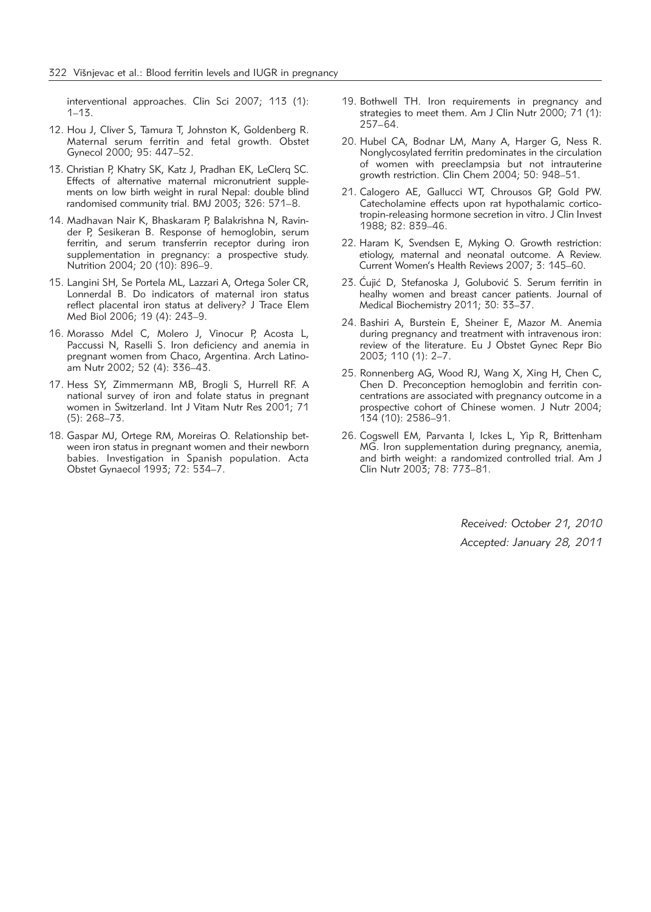interventional approaches. Clin Sci 2007; 113 (1): 1–13.

12. Hou J, Cliver S, Tamura T, Johnston K, Goldenberg R. Maternal serum ferritin and fetal growth. Obstet Gynecol 2000; 95: 447–52.
13. Christian P, Khatry SK, Katz J, Pradhan EK, LeClerq SC. Effects of alternative maternal micronutrient supplements on low birth weight in rural Nepal: double blind randomised community trial. BMJ 2003; 326: 571–8.
14. Madhavan Nair K, Bhaskaram P, Balakrishna N, Ravinder P, Sesikeran B. Response of hemoglobin, serum ferritin, and serum transferrin receptor during iron supplementation in pregnancy: a prospective study. Nutrition 2004; 20 (10): 896–9.
15. Langini SH, Se Portela ML, Lazzari A, Ortega Soler CR, Lonnerdal B. Do indicators of maternal iron status reflect placental iron status at delivery? J Trace Elem Med Biol 2006; 19 (4): 243–9.
16. Morasso Mdel C, Molero J, Vinocur P, Acosta L, Paccussi N, Raselli S. Iron deficiency and anemia in pregnant women from Chaco, Argentina. Arch Latinoam Nutr 2002; 52 (4): 336–43.
17. Hess SY, Zimmermann MB, Brogli S, Hurrell RF. A national survey of iron and folate status in pregnant women in Switzerland. Int J Vitam Nutr Res 2001; 71 (5): 268–73.
18. Gaspar MJ, Ortege RM, Moreiras O. Relationship between iron status in pregnant women and their newborn babies. Investigation in Spanish population. Acta Obstet Gynaecol 1993; 72: 534–7.
19. Bothwell TH. Iron requirements in pregnancy and strategies to meet them. Am J Clin Nutr 2000; 71 (1): 257–64.
20. Hubel CA, Bodnar LM, Many A, Harger G, Ness R. Nonglycosylated ferritin predominates in the circulation of women with preeclampsia but not intrauterine growth restriction. Clin Chem 2004; 50: 948–51.
21. Calogero AE, Gallucci WT, Chrousos GP, Gold PW. Catecholamine effects upon rat hypothalamic corticotropin-releasing hormone secretion in vitro. J Clin Invest 1988; 82: 839–46.
22. Haram K, Svendsen E, Myking O. Growth restriction: etiology, maternal and neonatal outcome. A Review. Current Women's Health Reviews 2007; 3: 145–60.
23. Ćujić D, Stefanoska J, Golubović S. Serum ferritin in healhy women and breast cancer patients. Journal of Medical Biochemistry 2011; 30: 33–37.
24. Bashiri A, Burstein E, Sheiner E, Mazor M. Anemia during pregnancy and treatment with intravenous iron: review of the literature. Eu J Obstet Gynec Repr Bio 2003; 110 (1): 2–7.
25. Ronnenberg AG, Wood RJ, Wang X, Xing H, Chen C, Chen D. Preconception hemoglobin and ferritin concentrations are associated with pregnancy outcome in a prospective cohort of Chinese women. J Nutr 2004; 134 (10): 2586–91.
26. Cogswell EM, Parvanta I, Ickes L, Yip R, Brittenham MG. Iron supplementation during pregnancy, anemia, and birth weight: a randomized controlled trial. Am J Clin Nutr 2003; 78: 773–81.

*Received: October 21, 2010*

*Accepted: January 28, 2011*